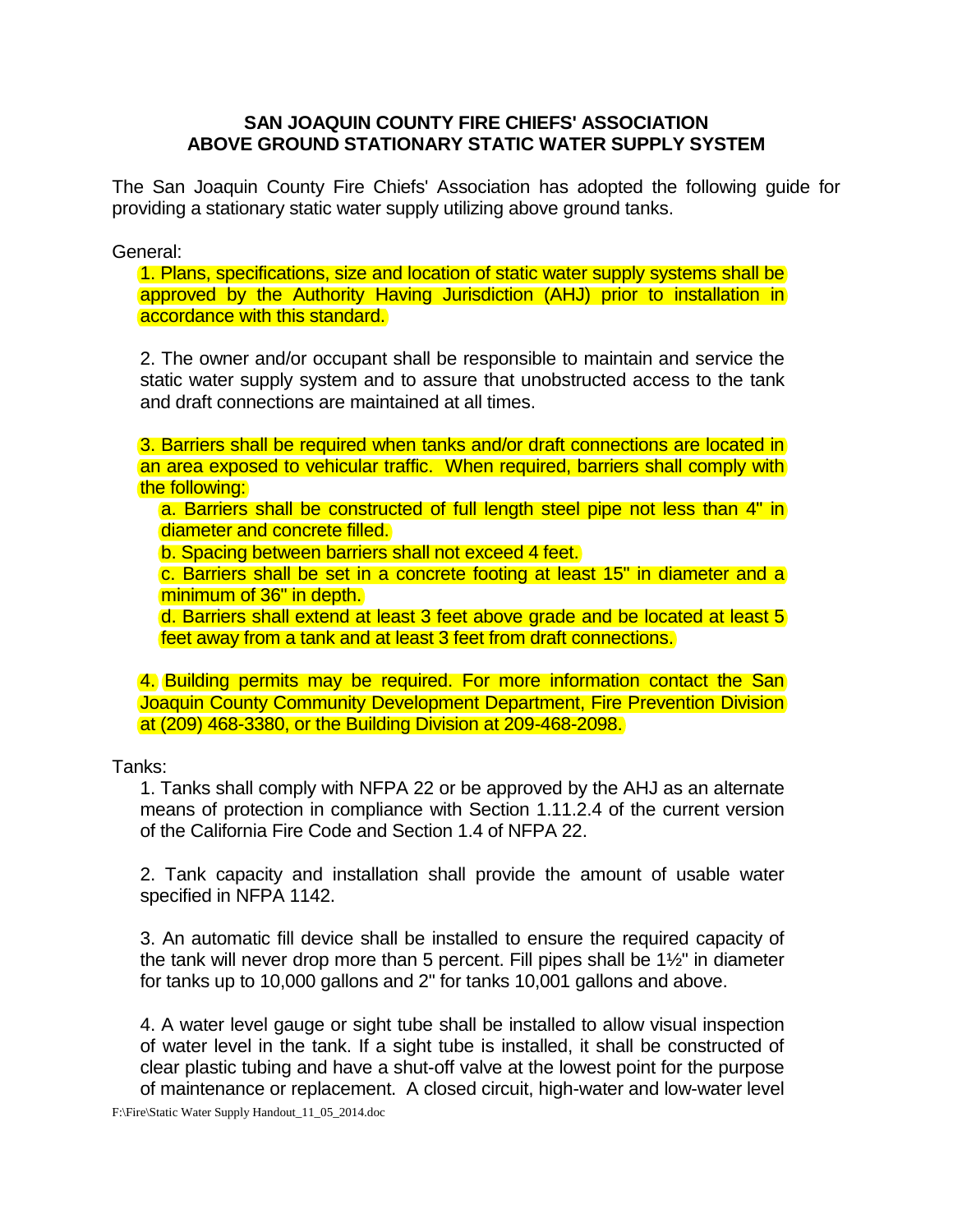# SAN JOAQUIN COUNTY FIRE CHIEFS' ASSOCIATION
# ABOVE GROUND STATIONARY STATIC WATER SUPPLY SYSTEM

The San Joaquin County Fire Chiefs' Association has adopted the following guide for providing a stationary static water supply utilizing above ground tanks.

General:

1. Plans, specifications, size and location of static water supply systems shall be approved by the Authority Having Jurisdiction (AHJ) prior to installation in accordance with this standard.

2. The owner and/or occupant shall be responsible to maintain and service the static water supply system and to assure that unobstructed access to the tank and draft connections are maintained at all times.

3. Barriers shall be required when tanks and/or draft connections are located in an area exposed to vehicular traffic. When required, barriers shall comply with the following:
   a. Barriers shall be constructed of full length steel pipe not less than 4" in diameter and concrete filled.
   b. Spacing between barriers shall not exceed 4 feet.
   c. Barriers shall be set in a concrete footing at least 15" in diameter and a minimum of 36" in depth.
   d. Barriers shall extend at least 3 feet above grade and be located at least 5 feet away from a tank and at least 3 feet from draft connections.

4. Building permits may be required. For more information contact the San Joaquin County Community Development Department, Fire Prevention Division at (209) 468-3380, or the Building Division at 209-468-2098.

Tanks:

1. Tanks shall comply with NFPA 22 or be approved by the AHJ as an alternate means of protection in compliance with Section 1.11.2.4 of the current version of the California Fire Code and Section 1.4 of NFPA 22.

2. Tank capacity and installation shall provide the amount of usable water specified in NFPA 1142.

3. An automatic fill device shall be installed to ensure the required capacity of the tank will never drop more than 5 percent. Fill pipes shall be 1½" in diameter for tanks up to 10,000 gallons and 2" for tanks 10,001 gallons and above.

4. A water level gauge or sight tube shall be installed to allow visual inspection of water level in the tank. If a sight tube is installed, it shall be constructed of clear plastic tubing and have a shut-off valve at the lowest point for the purpose of maintenance or replacement. A closed circuit, high-water and low-water level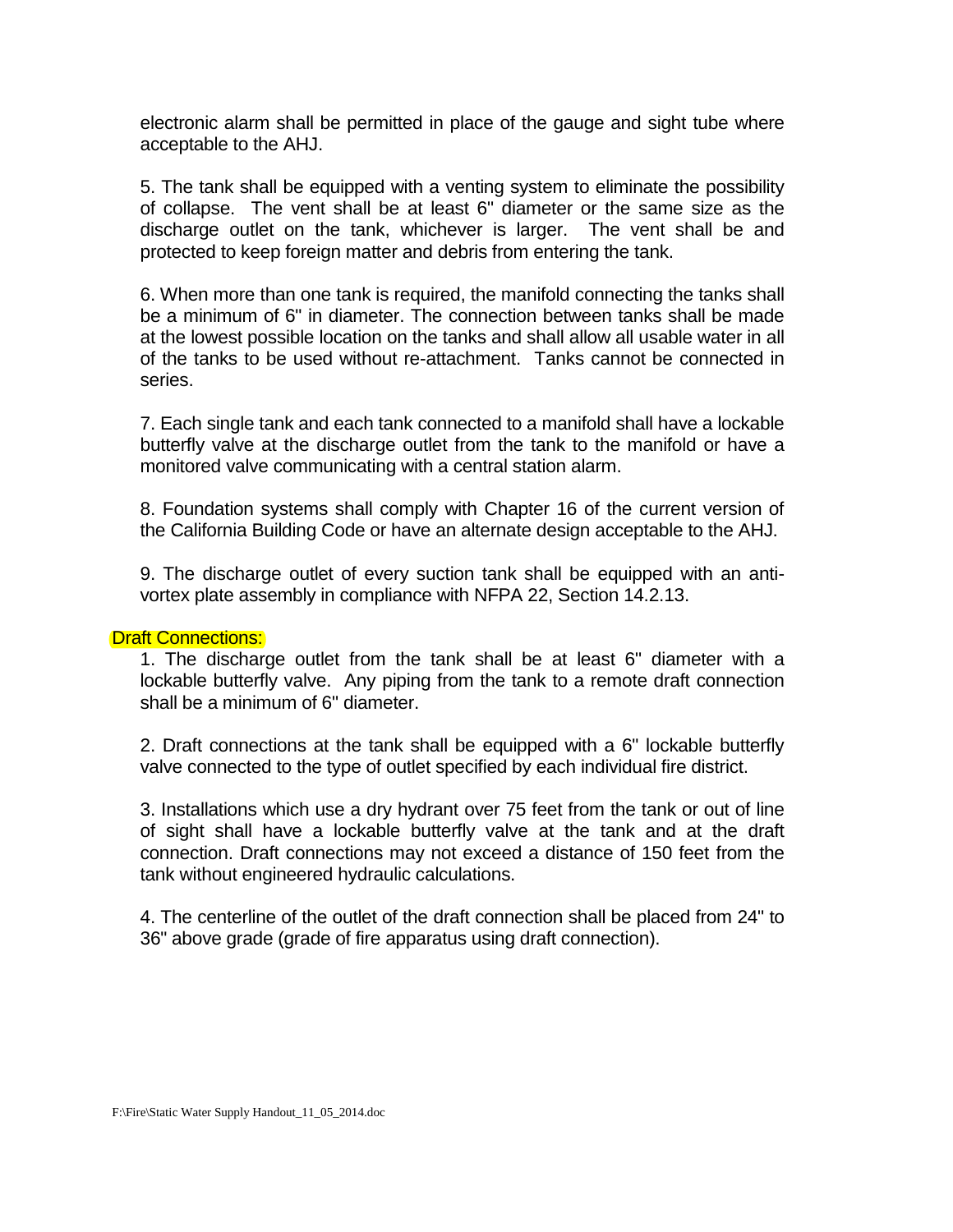electronic alarm shall be permitted in place of the gauge and sight tube where acceptable to the AHJ.

5. The tank shall be equipped with a venting system to eliminate the possibility of collapse. The vent shall be at least 6" diameter or the same size as the discharge outlet on the tank, whichever is larger. The vent shall be and protected to keep foreign matter and debris from entering the tank.

6. When more than one tank is required, the manifold connecting the tanks shall be a minimum of 6" in diameter. The connection between tanks shall be made at the lowest possible location on the tanks and shall allow all usable water in all of the tanks to be used without re-attachment. Tanks cannot be connected in series.

7. Each single tank and each tank connected to a manifold shall have a lockable butterfly valve at the discharge outlet from the tank to the manifold or have a monitored valve communicating with a central station alarm.

8. Foundation systems shall comply with Chapter 16 of the current version of the California Building Code or have an alternate design acceptable to the AHJ.

9. The discharge outlet of every suction tank shall be equipped with an anti-vortex plate assembly in compliance with NFPA 22, Section 14.2.13.

Draft Connections:

1. The discharge outlet from the tank shall be at least 6" diameter with a lockable butterfly valve. Any piping from the tank to a remote draft connection shall be a minimum of 6" diameter.

2. Draft connections at the tank shall be equipped with a 6" lockable butterfly valve connected to the type of outlet specified by each individual fire district.

3. Installations which use a dry hydrant over 75 feet from the tank or out of line of sight shall have a lockable butterfly valve at the tank and at the draft connection. Draft connections may not exceed a distance of 150 feet from the tank without engineered hydraulic calculations.

4. The centerline of the outlet of the draft connection shall be placed from 24" to 36" above grade (grade of fire apparatus using draft connection).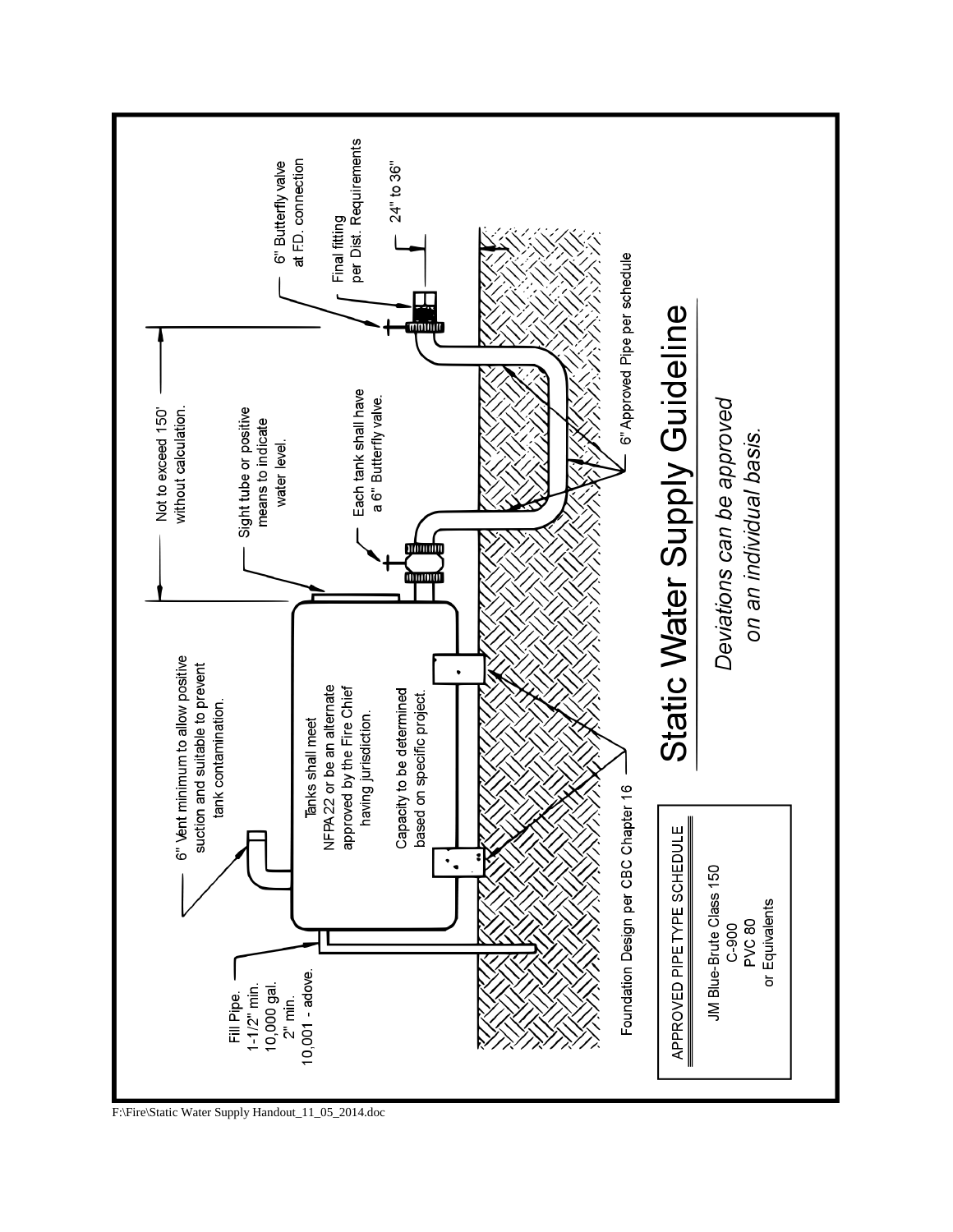# Static Water Supply Guideline

*Deviations can be approved on an individual basis.*

6" Vent minimum to allow positive suction and suitable to prevent tank contamination.

Fill Pipe.
1-1/2" min. 10,000 gal.
2" min. 10,001 - adove.

Tanks shall meet NFPA 22 or be an alternate approved by the Fire Chief having jurisdiction.

Capacity to be determined based on specific project.

Not to exceed 150' without calculation.

Sight tube or positive means to indicate water level.

Each tank shall have a 6" Butterfly valve.

6" Butterfly valve at F.D. connection

Final fitting per Dist. Requirements

24" to 36"

6" Approved Pipe per schedule

Foundation Design per CBC Chapter 16

**APPROVED PIPE TYPE SCHEDULE**

JM Blue-Brute Class 150
C-900
PVC 80
or Equivalents